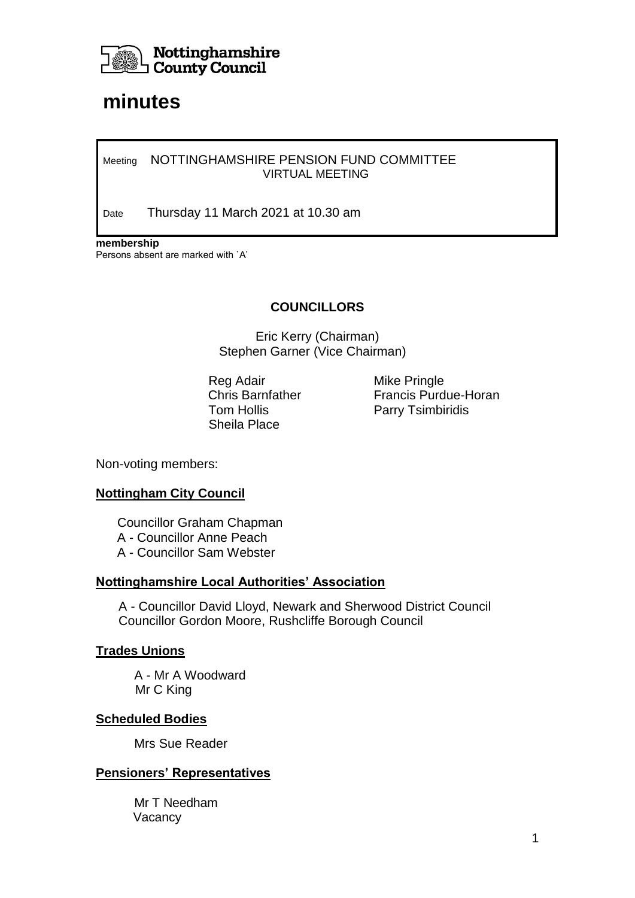Nottinghamshire County Council

# minutes

Meeting NOTTINGHAMSHIRE PENSION FUND COMMITTEE
VIRTUAL MEETING

Date Thursday 11 March 2021 at 10.30 am

**membership**
Persons absent are marked with `A'

**COUNCILLORS**

Eric Kerry (Chairman)
Stephen Garner (Vice Chairman)

Reg Adair
Chris Barnfather
Tom Hollis
Sheila Place
Mike Pringle
Francis Purdue-Horan
Parry Tsimbiridis

Non-voting members:

**Nottingham City Council**

Councillor Graham Chapman
A - Councillor Anne Peach
A - Councillor Sam Webster

**Nottinghamshire Local Authorities' Association**

A - Councillor David Lloyd, Newark and Sherwood District Council
Councillor Gordon Moore, Rushcliffe Borough Council

**Trades Unions**

A - Mr A Woodward
Mr C King

**Scheduled Bodies**

Mrs Sue Reader

**Pensioners' Representatives**

Mr T Needham
Vacancy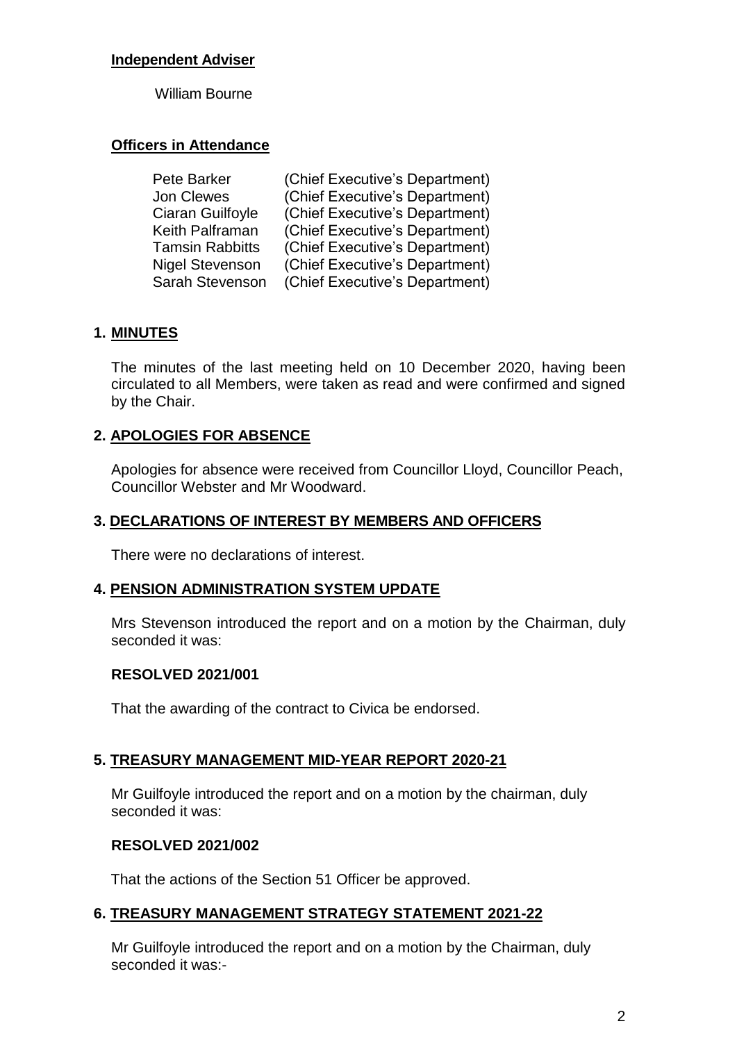**Independent Adviser**

William Bourne

**Officers in Attendance**

| | |
|---|---|
| Pete Barker | (Chief Executive's Department) |
| Jon Clewes | (Chief Executive's Department) |
| Ciaran Guilfoyle | (Chief Executive's Department) |
| Keith Palframan | (Chief Executive's Department) |
| Tamsin Rabbitts | (Chief Executive's Department) |
| Nigel Stevenson | (Chief Executive's Department) |
| Sarah Stevenson | (Chief Executive's Department) |

## 1. MINUTES

The minutes of the last meeting held on 10 December 2020, having been circulated to all Members, were taken as read and were confirmed and signed by the Chair.

## 2. APOLOGIES FOR ABSENCE

Apologies for absence were received from Councillor Lloyd, Councillor Peach, Councillor Webster and Mr Woodward.

## 3. DECLARATIONS OF INTEREST BY MEMBERS AND OFFICERS

There were no declarations of interest.

## 4. PENSION ADMINISTRATION SYSTEM UPDATE

Mrs Stevenson introduced the report and on a motion by the Chairman, duly seconded it was:

**RESOLVED 2021/001**

That the awarding of the contract to Civica be endorsed.

## 5. TREASURY MANAGEMENT MID-YEAR REPORT 2020-21

Mr Guilfoyle introduced the report and on a motion by the chairman, duly seconded it was:

**RESOLVED 2021/002**

That the actions of the Section 51 Officer be approved.

## 6. TREASURY MANAGEMENT STRATEGY STATEMENT 2021-22

Mr Guilfoyle introduced the report and on a motion by the Chairman, duly seconded it was:-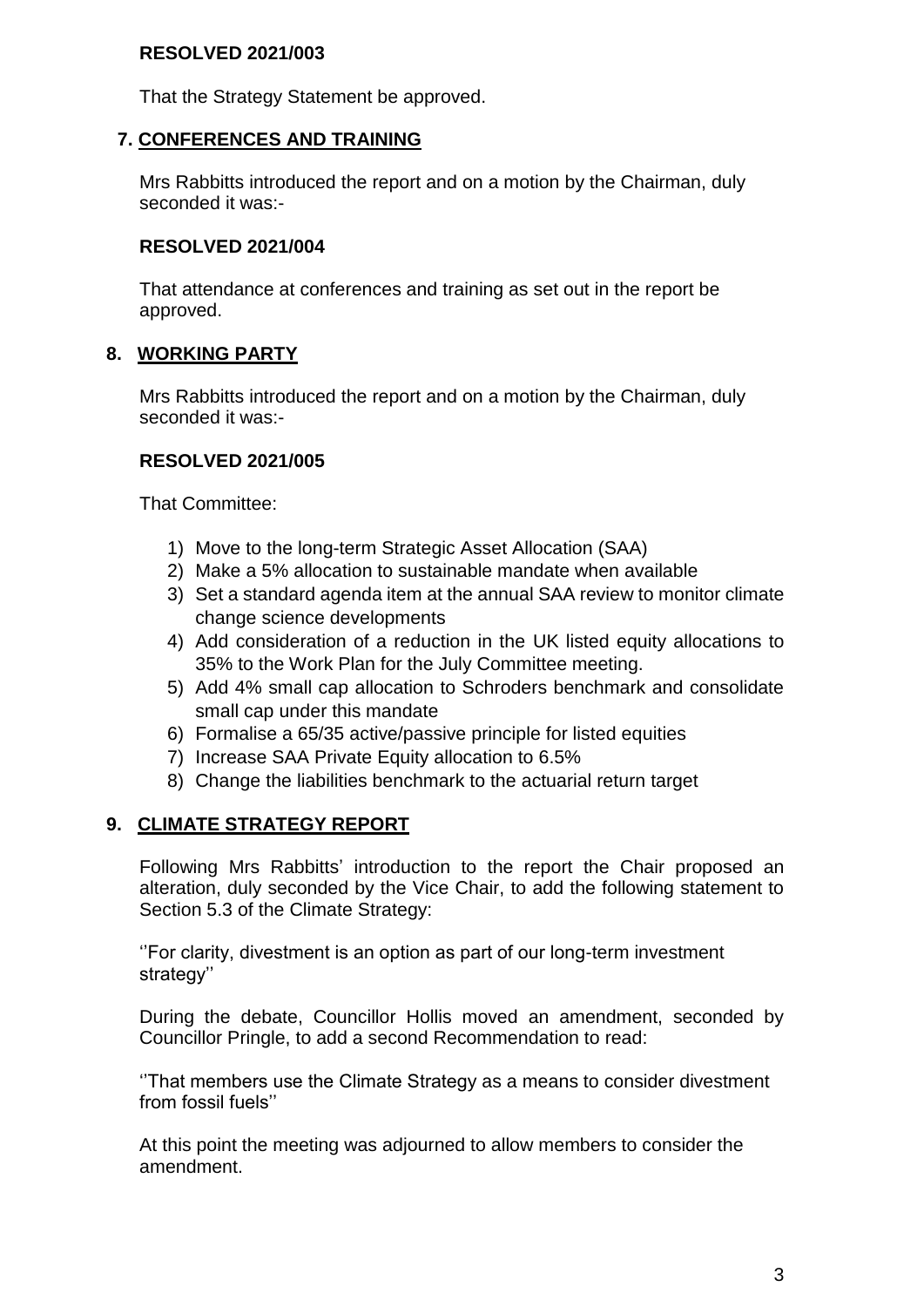**RESOLVED 2021/003**

That the Strategy Statement be approved.

## 7. CONFERENCES AND TRAINING

Mrs Rabbitts introduced the report and on a motion by the Chairman, duly seconded it was:-

**RESOLVED 2021/004**

That attendance at conferences and training as set out in the report be approved.

## 8. WORKING PARTY

Mrs Rabbitts introduced the report and on a motion by the Chairman, duly seconded it was:-

**RESOLVED 2021/005**

That Committee:

1) Move to the long-term Strategic Asset Allocation (SAA)
2) Make a 5% allocation to sustainable mandate when available
3) Set a standard agenda item at the annual SAA review to monitor climate change science developments
4) Add consideration of a reduction in the UK listed equity allocations to 35% to the Work Plan for the July Committee meeting.
5) Add 4% small cap allocation to Schroders benchmark and consolidate small cap under this mandate
6) Formalise a 65/35 active/passive principle for listed equities
7) Increase SAA Private Equity allocation to 6.5%
8) Change the liabilities benchmark to the actuarial return target

## 9. CLIMATE STRATEGY REPORT

Following Mrs Rabbitts' introduction to the report the Chair proposed an alteration, duly seconded by the Vice Chair, to add the following statement to Section 5.3 of the Climate Strategy:

''For clarity, divestment is an option as part of our long-term investment strategy''

During the debate, Councillor Hollis moved an amendment, seconded by Councillor Pringle, to add a second Recommendation to read:

''That members use the Climate Strategy as a means to consider divestment from fossil fuels''

At this point the meeting was adjourned to allow members to consider the amendment.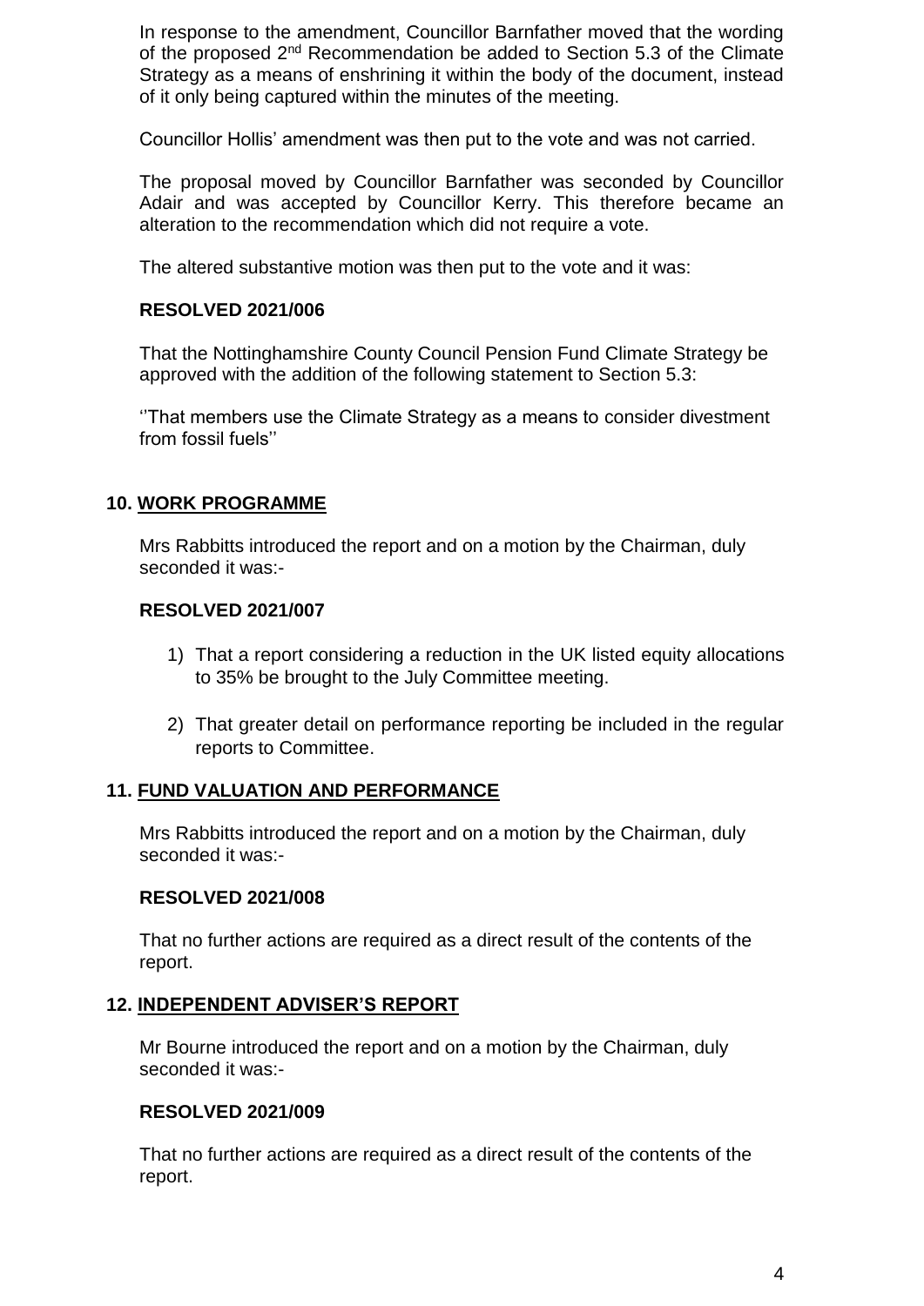In response to the amendment, Councillor Barnfather moved that the wording of the proposed 2nd Recommendation be added to Section 5.3 of the Climate Strategy as a means of enshrining it within the body of the document, instead of it only being captured within the minutes of the meeting.

Councillor Hollis' amendment was then put to the vote and was not carried.

The proposal moved by Councillor Barnfather was seconded by Councillor Adair and was accepted by Councillor Kerry. This therefore became an alteration to the recommendation which did not require a vote.

The altered substantive motion was then put to the vote and it was:

**RESOLVED 2021/006**

That the Nottinghamshire County Council Pension Fund Climate Strategy be approved with the addition of the following statement to Section 5.3:

''That members use the Climate Strategy as a means to consider divestment from fossil fuels''

## 10. WORK PROGRAMME

Mrs Rabbitts introduced the report and on a motion by the Chairman, duly seconded it was:-

**RESOLVED 2021/007**

1) That a report considering a reduction in the UK listed equity allocations to 35% be brought to the July Committee meeting.

2) That greater detail on performance reporting be included in the regular reports to Committee.

## 11. FUND VALUATION AND PERFORMANCE

Mrs Rabbitts introduced the report and on a motion by the Chairman, duly seconded it was:-

**RESOLVED 2021/008**

That no further actions are required as a direct result of the contents of the report.

## 12. INDEPENDENT ADVISER'S REPORT

Mr Bourne introduced the report and on a motion by the Chairman, duly seconded it was:-

**RESOLVED 2021/009**

That no further actions are required as a direct result of the contents of the report.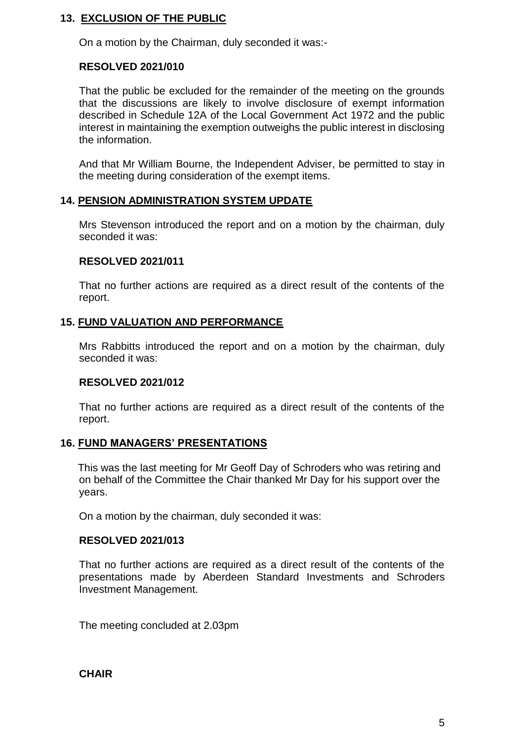### 13. EXCLUSION OF THE PUBLIC

On a motion by the Chairman, duly seconded it was:-

**RESOLVED 2021/010**

That the public be excluded for the remainder of the meeting on the grounds that the discussions are likely to involve disclosure of exempt information described in Schedule 12A of the Local Government Act 1972 and the public interest in maintaining the exemption outweighs the public interest in disclosing the information.

And that Mr William Bourne, the Independent Adviser, be permitted to stay in the meeting during consideration of the exempt items.

### 14. PENSION ADMINISTRATION SYSTEM UPDATE

Mrs Stevenson introduced the report and on a motion by the chairman, duly seconded it was:

**RESOLVED 2021/011**

That no further actions are required as a direct result of the contents of the report.

### 15. FUND VALUATION AND PERFORMANCE

Mrs Rabbitts introduced the report and on a motion by the chairman, duly seconded it was:

**RESOLVED 2021/012**

That no further actions are required as a direct result of the contents of the report.

### 16. FUND MANAGERS' PRESENTATIONS

This was the last meeting for Mr Geoff Day of Schroders who was retiring and on behalf of the Committee the Chair thanked Mr Day for his support over the years.

On a motion by the chairman, duly seconded it was:

**RESOLVED 2021/013**

That no further actions are required as a direct result of the contents of the presentations made by Aberdeen Standard Investments and Schroders Investment Management.

The meeting concluded at 2.03pm

**CHAIR**